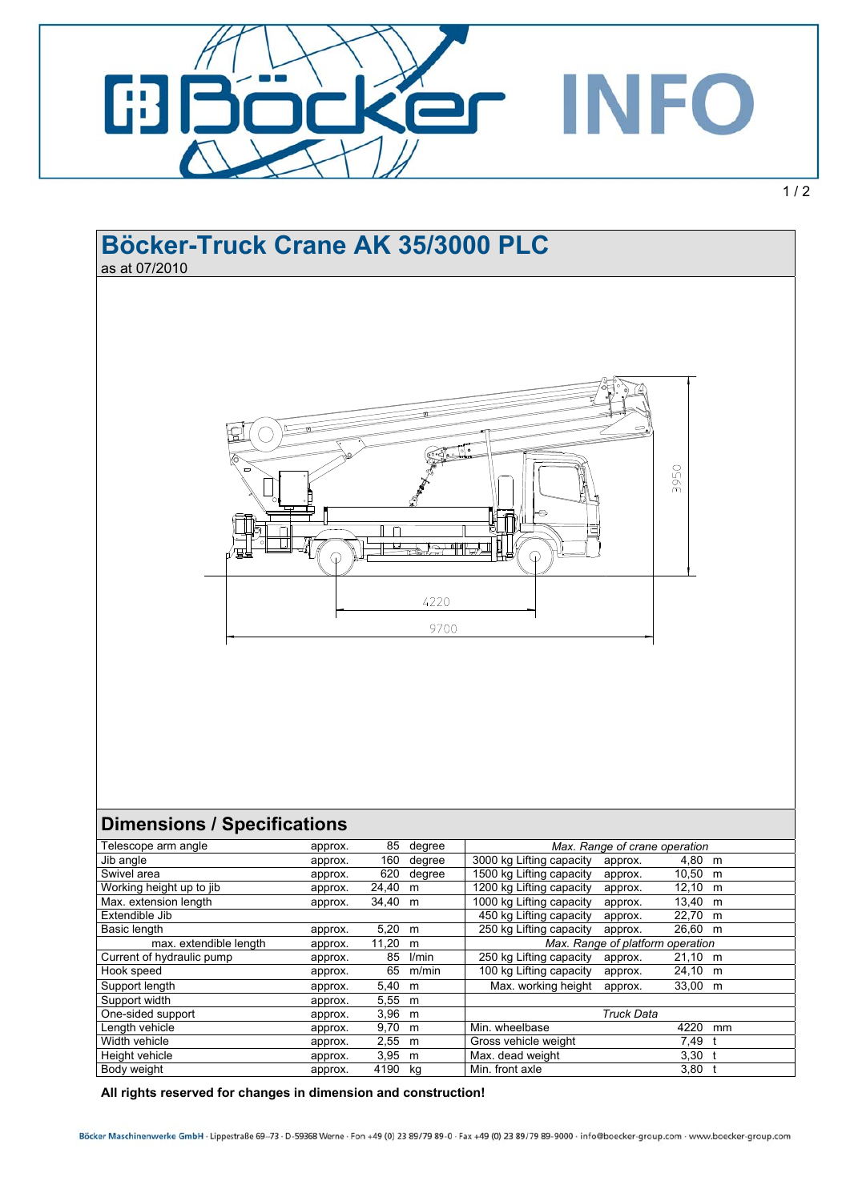# Böcker-Truck Crane AK 35/3000 PLC

as at 07/2010

## Dimensions / Specifications

| | | | | | | | |
|---|---|---|---|---|---|---|---|
| Telescope arm angle | approx. | 85 | degree | *Max. Range of crane operation* | | | |
| Jib angle | approx. | 160 | degree | 3000 kg Lifting capacity | approx. | 4,80 | m |
| Swivel area | approx. | 620 | degree | 1500 kg Lifting capacity | approx. | 10,50 | m |
| Working height up to jib | approx. | 24,40 | m | 1200 kg Lifting capacity | approx. | 12,10 | m |
| Max. extension length | approx. | 34,40 | m | 1000 kg Lifting capacity | approx. | 13,40 | m |
| Extendible Jib | | | | 450 kg Lifting capacity | approx. | 22,70 | m |
| Basic length | approx. | 5,20 | m | 250 kg Lifting capacity | approx. | 26,60 | m |
| max. extendible length | approx. | 11,20 | m | *Max. Range of platform operation* | | | |
| Current of hydraulic pump | approx. | 85 | l/min | 250 kg Lifting capacity | approx. | 21,10 | m |
| Hook speed | approx. | 65 | m/min | 100 kg Lifting capacity | approx. | 24,10 | m |
| Support length | approx. | 5,40 | m | Max. working height | approx. | 33,00 | m |
| Support width | approx. | 5,55 | m | | | | |
| One-sided support | approx. | 3,96 | m | *Truck Data* | | | |
| Length vehicle | approx. | 9,70 | m | Min. wheelbase | | 4220 | mm |
| Width vehicle | approx. | 2,55 | m | Gross vehicle weight | | 7,49 | t |
| Height vehicle | approx. | 3,95 | m | Max. dead weight | | 3,30 | t |
| Body weight | approx. | 4190 | kg | Min. front axle | | 3,80 | t |

**All rights reserved for changes in dimension and construction!**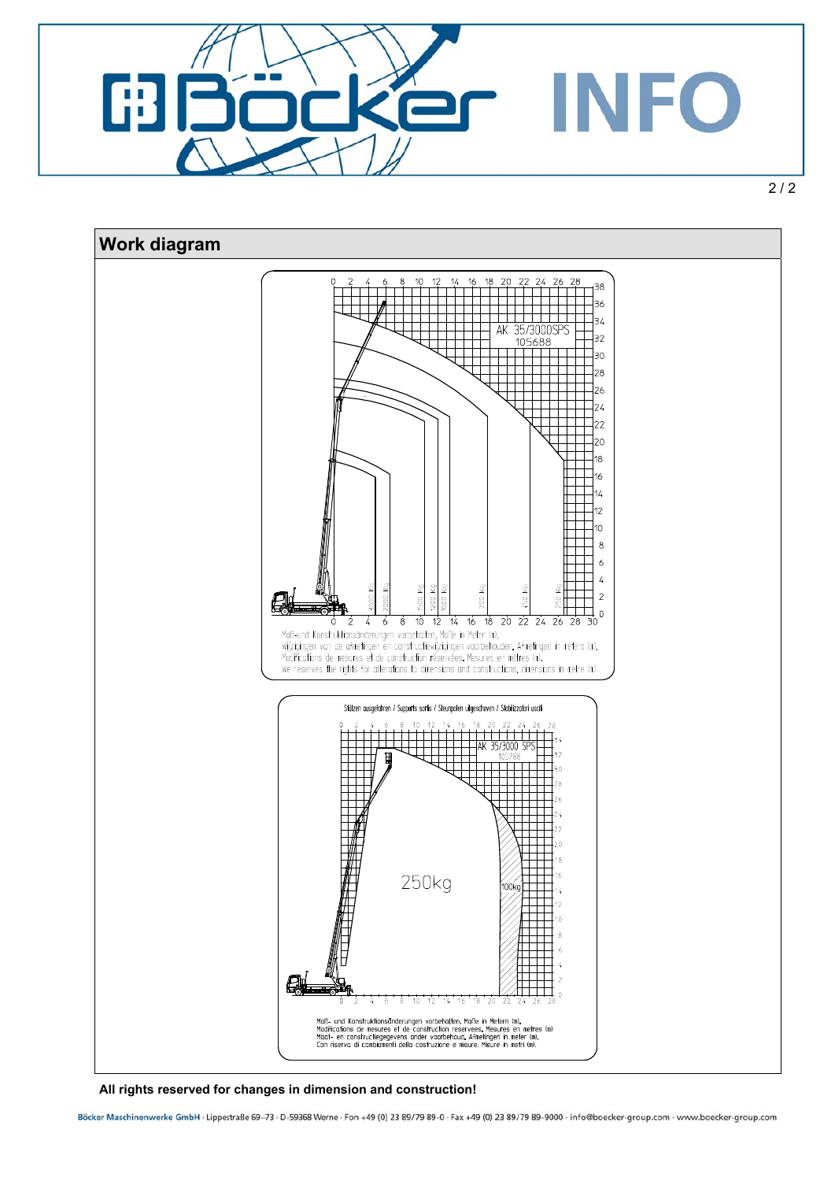## Work diagram

AK 35/3000SPS
105688

0 2 4 6 8 10 12 14 16 18 20 22 24 26 28

38 36 34 32 30 28 26 24 22 20 18 16 14 12 10 8 6 4 2 0

3000 Kg
2000 Kg
1500 Kg
1200 Kg
1000 Kg
700 Kg
450 Kg
250 Kg

0 2 4 6 8 10 12 14 16 18 20 22 24 26 28 30

Maß-und Konstruktionsänderungen vorbehalten. Maße in Meter (m).
Wijzigingen van de afmetingen en constructiewijzigingen voorbehouden. Afmetingen in meters (m).
Modifications de mesures et de construction réservées. Mesures en mètres (m).
We reserves the rights for alterations to dimensions and constructions, dimensions in metre (m)

Stützen ausgefahren / Supports sortis / Steunpoten uitgeschoven / Stabilizzatori uscili

0 2 4 6 8 10 12 14 16 18 20 22 24 26 28

AK 35/3000 SPS
105788

34 32 30 28 26 24 22 20 18 16 14 12 10 8 6 4 2 0

250kg

100kg

0 2 4 6 8 10 12 14 16 18 20 22 24 26 28

Maß- und Konstruktionsänderungen vorbehalten. Maße in Metern (m).
Modifications de mesures et de construction reservees. Mesures en metres (m)
Maat- en constructiegegevens onder voorbehoud. Afmetingen in meter (m).
Con riserva di cambiamenti della costruzione e misure. Misure in metri (m).

**All rights reserved for changes in dimension and construction!**

Böcker Maschinenwerke GmbH · Lippestraße 69–73 · D-59368 Werne · Fon +49 (0) 23 89/79 89-0 · Fax +49 (0) 23 89/79 89-9000 · info@boecker-group.com · www.boecker-group.com